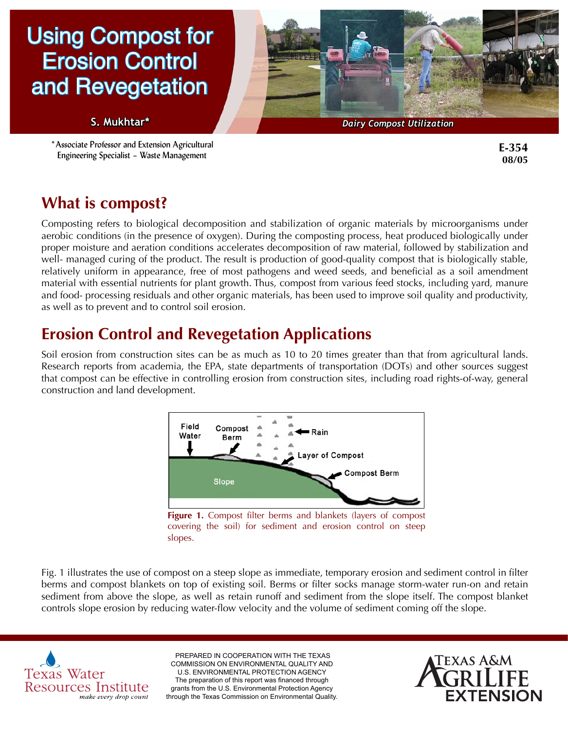# Using Compost for Erosion Control and Revegetation

**S. Mukhtar***

*Dairy Compost Utilization*

*Associate Professor and Extension Agricultural Engineering Specialist – Waste Management

**E-354**
**08/05**

## What is compost?

Composting refers to biological decomposition and stabilization of organic materials by microorganisms under aerobic conditions (in the presence of oxygen). During the composting process, heat produced biologically under proper moisture and aeration conditions accelerates decomposition of raw material, followed by stabilization and well- managed curing of the product. The result is production of good-quality compost that is biologically stable, relatively uniform in appearance, free of most pathogens and weed seeds, and beneficial as a soil amendment material with essential nutrients for plant growth. Thus, compost from various feed stocks, including yard, manure and food- processing residuals and other organic materials, has been used to improve soil quality and productivity, as well as to prevent and to control soil erosion.

## Erosion Control and Revegetation Applications

Soil erosion from construction sites can be as much as 10 to 20 times greater than that from agricultural lands. Research reports from academia, the EPA, state departments of transportation (DOTs) and other sources suggest that compost can be effective in controlling erosion from construction sites, including road rights-of-way, general construction and land development.

Field Water
Compost Berm
Rain
Layer of Compost
Compost Berm
Slope

**Figure 1.** Compost filter berms and blankets (layers of compost covering the soil) for sediment and erosion control on steep slopes.

Fig. 1 illustrates the use of compost on a steep slope as immediate, temporary erosion and sediment control in filter berms and compost blankets on top of existing soil. Berms or filter socks manage storm-water run-on and retain sediment from above the slope, as well as retain runoff and sediment from the slope itself. The compost blanket controls slope erosion by reducing water-flow velocity and the volume of sediment coming off the slope.

Texas Water Resources Institute
*make every drop count*

PREPARED IN COOPERATION WITH THE TEXAS COMMISSION ON ENVIRONMENTAL QUALITY AND U.S. ENVIRONMENTAL PROTECTION AGENCY
The preparation of this report was financed through grants from the U.S. Environmental Protection Agency through the Texas Commission on Environmental Quality.

Texas A&M AgriLife Extension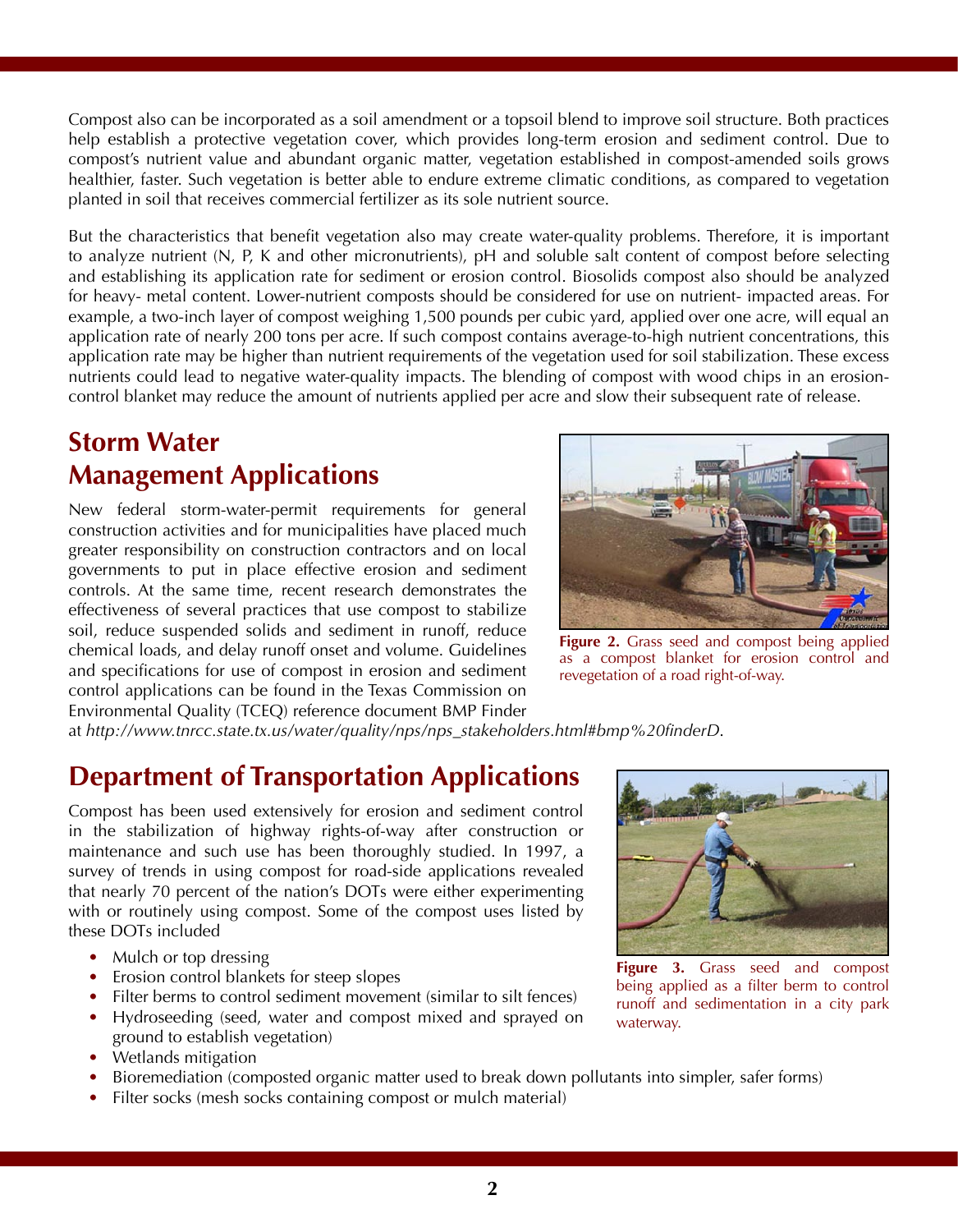Compost also can be incorporated as a soil amendment or a topsoil blend to improve soil structure. Both practices help establish a protective vegetation cover, which provides long-term erosion and sediment control. Due to compost's nutrient value and abundant organic matter, vegetation established in compost-amended soils grows healthier, faster. Such vegetation is better able to endure extreme climatic conditions, as compared to vegetation planted in soil that receives commercial fertilizer as its sole nutrient source.

But the characteristics that benefit vegetation also may create water-quality problems. Therefore, it is important to analyze nutrient (N, P, K and other micronutrients), pH and soluble salt content of compost before selecting and establishing its application rate for sediment or erosion control. Biosolids compost also should be analyzed for heavy- metal content. Lower-nutrient composts should be considered for use on nutrient- impacted areas. For example, a two-inch layer of compost weighing 1,500 pounds per cubic yard, applied over one acre, will equal an application rate of nearly 200 tons per acre. If such compost contains average-to-high nutrient concentrations, this application rate may be higher than nutrient requirements of the vegetation used for soil stabilization. These excess nutrients could lead to negative water-quality impacts. The blending of compost with wood chips in an erosion-control blanket may reduce the amount of nutrients applied per acre and slow their subsequent rate of release.

## Storm Water Management Applications

New federal storm-water-permit requirements for general construction activities and for municipalities have placed much greater responsibility on construction contractors and on local governments to put in place effective erosion and sediment controls. At the same time, recent research demonstrates the effectiveness of several practices that use compost to stabilize soil, reduce suspended solids and sediment in runoff, reduce chemical loads, and delay runoff onset and volume. Guidelines and specifications for use of compost in erosion and sediment control applications can be found in the Texas Commission on Environmental Quality (TCEQ) reference document BMP Finder at *http://www.tnrcc.state.tx.us/water/quality/nps/nps_stakeholders.html#bmp%20finderD*.

**Figure 2.** Grass seed and compost being applied as a compost blanket for erosion control and revegetation of a road right-of-way.

## Department of Transportation Applications

Compost has been used extensively for erosion and sediment control in the stabilization of highway rights-of-way after construction or maintenance and such use has been thoroughly studied. In 1997, a survey of trends in using compost for road-side applications revealed that nearly 70 percent of the nation's DOTs were either experimenting with or routinely using compost. Some of the compost uses listed by these DOTs included

- Mulch or top dressing
- Erosion control blankets for steep slopes
- Filter berms to control sediment movement (similar to silt fences)
- Hydroseeding (seed, water and compost mixed and sprayed on ground to establish vegetation)
- Wetlands mitigation
- Bioremediation (composted organic matter used to break down pollutants into simpler, safer forms)
- Filter socks (mesh socks containing compost or mulch material)

**Figure 3.** Grass seed and compost being applied as a filter berm to control runoff and sedimentation in a city park waterway.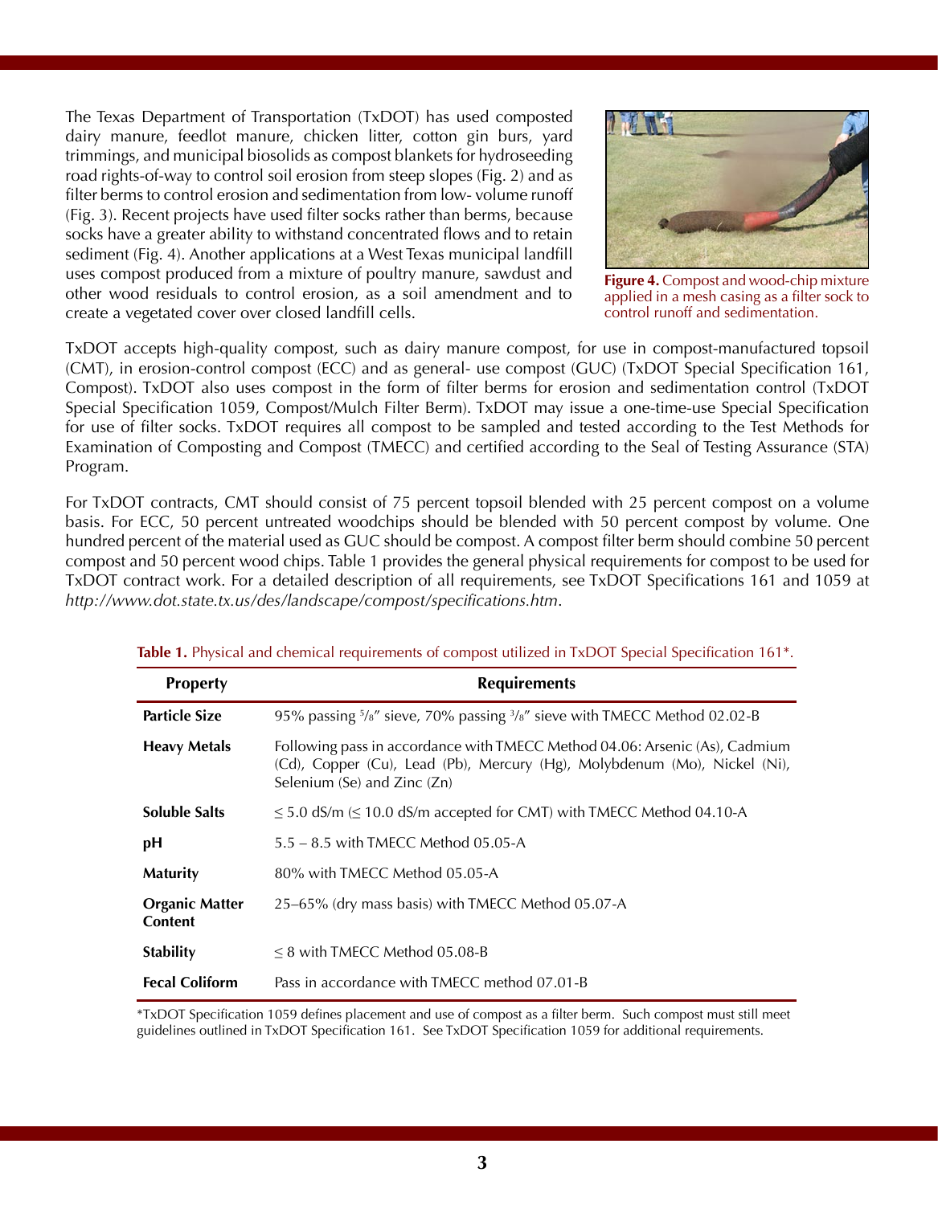The Texas Department of Transportation (TxDOT) has used composted dairy manure, feedlot manure, chicken litter, cotton gin burs, yard trimmings, and municipal biosolids as compost blankets for hydroseeding road rights-of-way to control soil erosion from steep slopes (Fig. 2) and as filter berms to control erosion and sedimentation from low- volume runoff (Fig. 3). Recent projects have used filter socks rather than berms, because socks have a greater ability to withstand concentrated flows and to retain sediment (Fig. 4). Another applications at a West Texas municipal landfill uses compost produced from a mixture of poultry manure, sawdust and other wood residuals to control erosion, as a soil amendment and to create a vegetated cover over closed landfill cells.

**Figure 4.** Compost and wood-chip mixture applied in a mesh casing as a filter sock to control runoff and sedimentation.

TxDOT accepts high-quality compost, such as dairy manure compost, for use in compost-manufactured topsoil (CMT), in erosion-control compost (ECC) and as general- use compost (GUC) (TxDOT Special Specification 161, Compost). TxDOT also uses compost in the form of filter berms for erosion and sedimentation control (TxDOT Special Specification 1059, Compost/Mulch Filter Berm). TxDOT may issue a one-time-use Special Specification for use of filter socks. TxDOT requires all compost to be sampled and tested according to the Test Methods for Examination of Composting and Compost (TMECC) and certified according to the Seal of Testing Assurance (STA) Program.

For TxDOT contracts, CMT should consist of 75 percent topsoil blended with 25 percent compost on a volume basis. For ECC, 50 percent untreated woodchips should be blended with 50 percent compost by volume. One hundred percent of the material used as GUC should be compost. A compost filter berm should combine 50 percent compost and 50 percent wood chips. Table 1 provides the general physical requirements for compost to be used for TxDOT contract work. For a detailed description of all requirements, see TxDOT Specifications 161 and 1059 at *http://www.dot.state.tx.us/des/landscape/compost/specifications.htm*.

**Table 1.** Physical and chemical requirements of compost utilized in TxDOT Special Specification 161*.

| Property | Requirements |
|---|---|
| **Particle Size** | 95% passing 5/8″ sieve, 70% passing 3/8″ sieve with TMECC Method 02.02-B |
| **Heavy Metals** | Following pass in accordance with TMECC Method 04.06: Arsenic (As), Cadmium (Cd), Copper (Cu), Lead (Pb), Mercury (Hg), Molybdenum (Mo), Nickel (Ni), Selenium (Se) and Zinc (Zn) |
| **Soluble Salts** | ≤ 5.0 dS/m (≤ 10.0 dS/m accepted for CMT) with TMECC Method 04.10-A |
| **pH** | 5.5 – 8.5 with TMECC Method 05.05-A |
| **Maturity** | 80% with TMECC Method 05.05-A |
| **Organic Matter Content** | 25–65% (dry mass basis) with TMECC Method 05.07-A |
| **Stability** | ≤ 8 with TMECC Method 05.08-B |
| **Fecal Coliform** | Pass in accordance with TMECC method 07.01-B |

*TxDOT Specification 1059 defines placement and use of compost as a filter berm. Such compost must still meet guidelines outlined in TxDOT Specification 161. See TxDOT Specification 1059 for additional requirements.